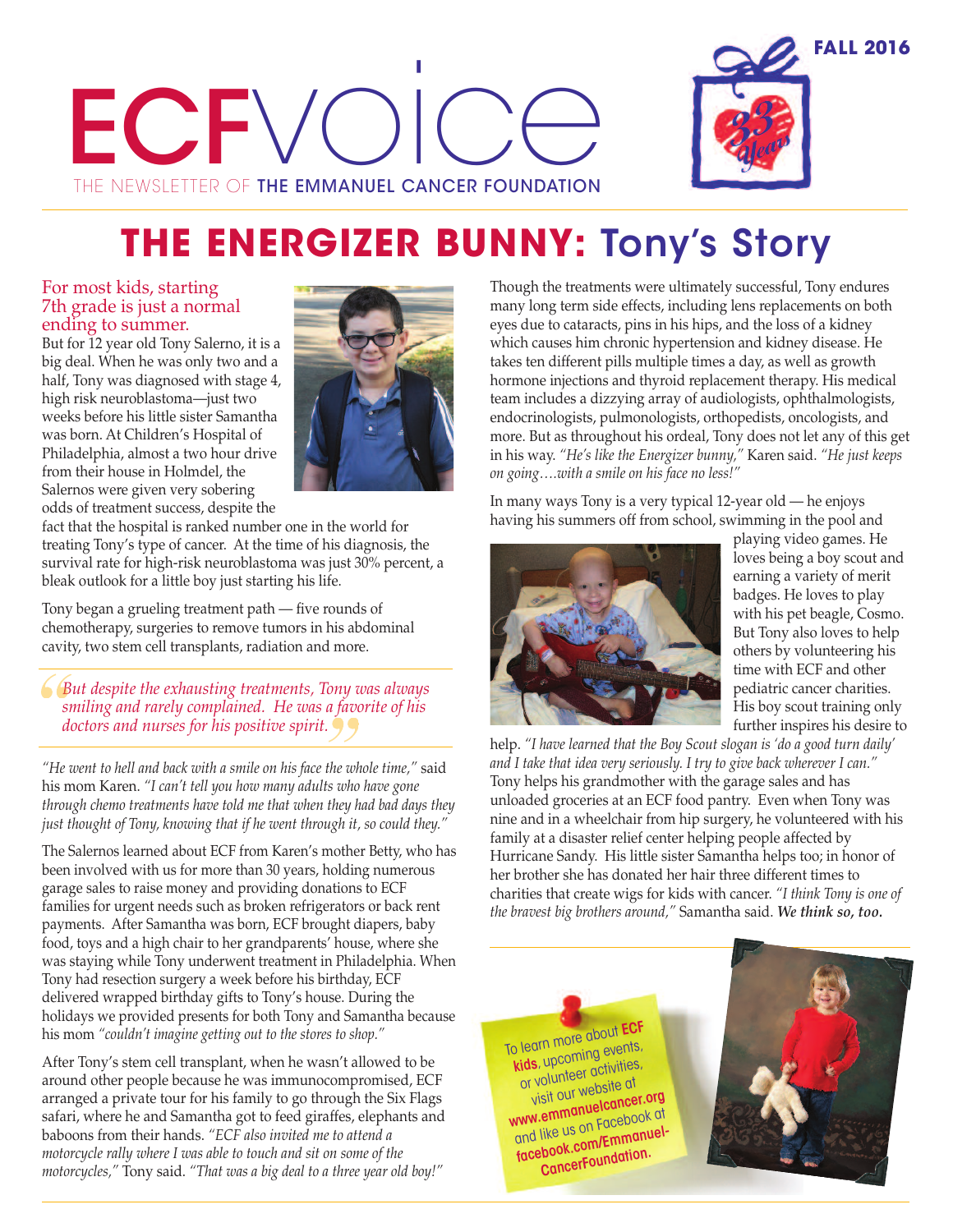# ECFvoice

THE NEWSLETTER OF THE EMMANUEL CANCER FOUNDATION

FALL 2016

33 Years

## THE ENERGIZER BUNNY: Tony's Story

### For most kids, starting 7th grade is just a normal ending to summer.

But for 12 year old Tony Salerno, it is a big deal. When he was only two and a half, Tony was diagnosed with stage 4, high risk neuroblastoma—just two weeks before his little sister Samantha was born. At Children's Hospital of Philadelphia, almost a two hour drive from their house in Holmdel, the Salernos were given very sobering odds of treatment success, despite the fact that the hospital is ranked number one in the world for treating Tony's type of cancer. At the time of his diagnosis, the survival rate for high-risk neuroblastoma was just 30% percent, a bleak outlook for a little boy just starting his life.

Tony began a grueling treatment path — five rounds of chemotherapy, surgeries to remove tumors in his abdominal cavity, two stem cell transplants, radiation and more.

> *But despite the exhausting treatments, Tony was always smiling and rarely complained. He was a favorite of his doctors and nurses for his positive spirit.*

*"He went to hell and back with a smile on his face the whole time,"* said his mom Karen. *"I can't tell you how many adults who have gone through chemo treatments have told me that when they had bad days they just thought of Tony, knowing that if he went through it, so could they."*

The Salernos learned about ECF from Karen's mother Betty, who has been involved with us for more than 30 years, holding numerous garage sales to raise money and providing donations to ECF families for urgent needs such as broken refrigerators or back rent payments. After Samantha was born, ECF brought diapers, baby food, toys and a high chair to her grandparents' house, where she was staying while Tony underwent treatment in Philadelphia. When Tony had resection surgery a week before his birthday, ECF delivered wrapped birthday gifts to Tony's house. During the holidays we provided presents for both Tony and Samantha because his mom *"couldn't imagine getting out to the stores to shop."*

After Tony's stem cell transplant, when he wasn't allowed to be around other people because he was immunocompromised, ECF arranged a private tour for his family to go through the Six Flags safari, where he and Samantha got to feed giraffes, elephants and baboons from their hands. *"ECF also invited me to attend a motorcycle rally where I was able to touch and sit on some of the motorcycles,"* Tony said. *"That was a big deal to a three year old boy!"*

Though the treatments were ultimately successful, Tony endures many long term side effects, including lens replacements on both eyes due to cataracts, pins in his hips, and the loss of a kidney which causes him chronic hypertension and kidney disease. He takes ten different pills multiple times a day, as well as growth hormone injections and thyroid replacement therapy. His medical team includes a dizzying array of audiologists, ophthalmologists, endocrinologists, pulmonologists, orthopedists, oncologists, and more. But as throughout his ordeal, Tony does not let any of this get in his way. *"He's like the Energizer bunny,"* Karen said. *"He just keeps on going….with a smile on his face no less!"*

In many ways Tony is a very typical 12-year old — he enjoys having his summers off from school, swimming in the pool and playing video games. He loves being a boy scout and earning a variety of merit badges. He loves to play with his pet beagle, Cosmo. But Tony also loves to help others by volunteering his time with ECF and other pediatric cancer charities. His boy scout training only further inspires his desire to help. *"I have learned that the Boy Scout slogan is 'do a good turn daily' and I take that idea very seriously. I try to give back wherever I can."* Tony helps his grandmother with the garage sales and has unloaded groceries at an ECF food pantry. Even when Tony was nine and in a wheelchair from hip surgery, he volunteered with his family at a disaster relief center helping people affected by Hurricane Sandy. His little sister Samantha helps too; in honor of her brother she has donated her hair three different times to charities that create wigs for kids with cancer. *"I think Tony is one of the bravest big brothers around,"* Samantha said. ***We think so, too.***

To learn more about **ECF kids**, upcoming events, or volunteer activities, visit our website at **www.emmanuelcancer.org** and like us on Facebook at **facebook.com/EmmanuelCancerFoundation.**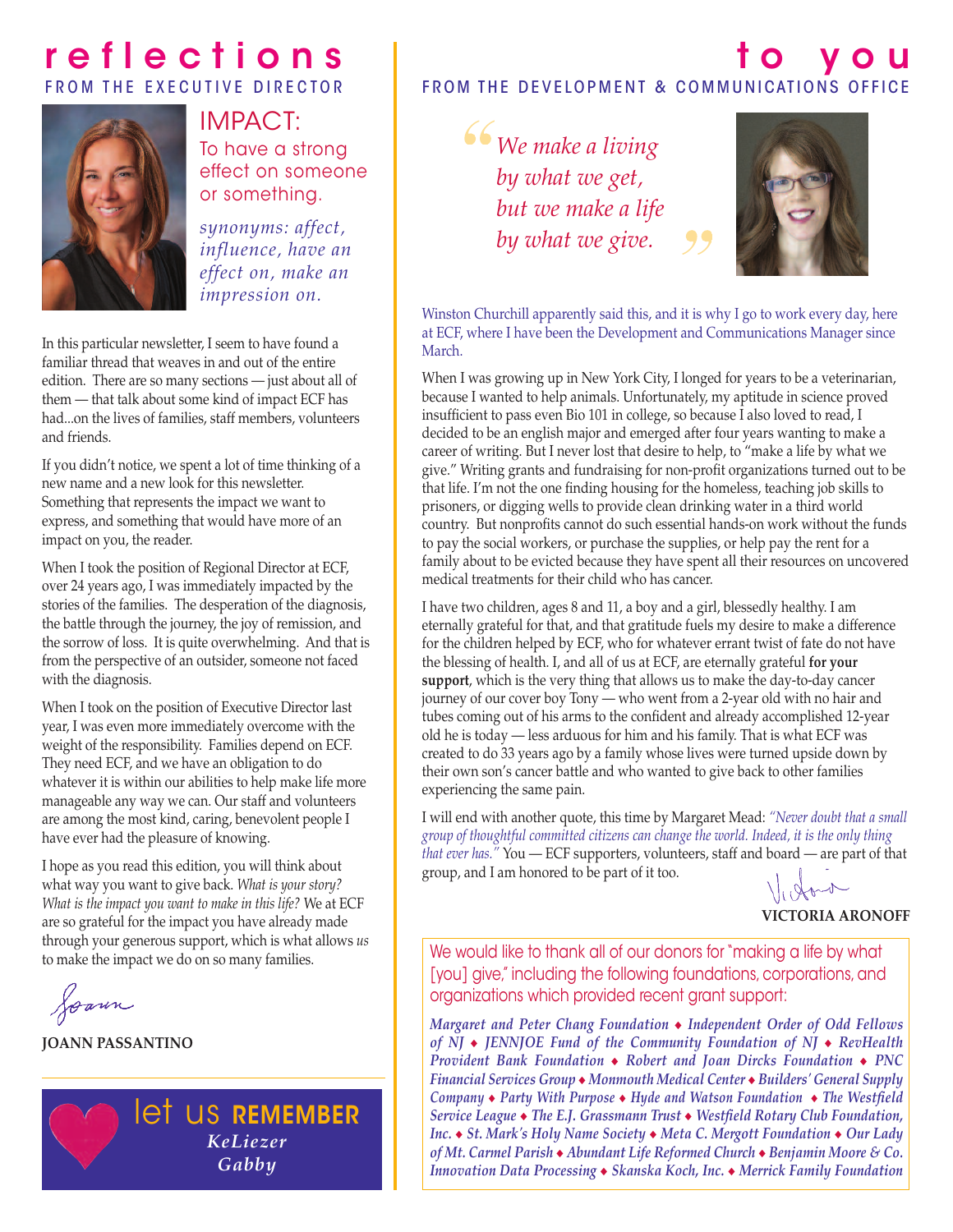# reflections

FROM THE EXECUTIVE DIRECTOR

## IMPACT:

To have a strong effect on someone or something.

*synonyms: affect, influence, have an effect on, make an impression on.*

In this particular newsletter, I seem to have found a familiar thread that weaves in and out of the entire edition. There are so many sections — just about all of them — that talk about some kind of impact ECF has had...on the lives of families, staff members, volunteers and friends.

If you didn't notice, we spent a lot of time thinking of a new name and a new look for this newsletter. Something that represents the impact we want to express, and something that would have more of an impact on you, the reader.

When I took the position of Regional Director at ECF, over 24 years ago, I was immediately impacted by the stories of the families. The desperation of the diagnosis, the battle through the journey, the joy of remission, and the sorrow of loss. It is quite overwhelming. And that is from the perspective of an outsider, someone not faced with the diagnosis.

When I took on the position of Executive Director last year, I was even more immediately overcome with the weight of the responsibility. Families depend on ECF. They need ECF, and we have an obligation to do whatever it is within our abilities to help make life more manageable any way we can. Our staff and volunteers are among the most kind, caring, benevolent people I have ever had the pleasure of knowing.

I hope as you read this edition, you will think about what way you want to give back. *What is your story? What is the impact you want to make in this life?* We at ECF are so grateful for the impact you have already made through your generous support, which is what allows *us* to make the impact we do on so many families.

*Joann*

**JOANN PASSANTINO**

## let us REMEMBER

*KeLiezer*

*Gabby*

# to you

FROM THE DEVELOPMENT & COMMUNICATIONS OFFICE

> *"We make a living by what we get, but we make a life by what we give."*

Winston Churchill apparently said this, and it is why I go to work every day, here at ECF, where I have been the Development and Communications Manager since March.

When I was growing up in New York City, I longed for years to be a veterinarian, because I wanted to help animals. Unfortunately, my aptitude in science proved insufficient to pass even Bio 101 in college, so because I also loved to read, I decided to be an english major and emerged after four years wanting to make a career of writing. But I never lost that desire to help, to "make a life by what we give." Writing grants and fundraising for non-profit organizations turned out to be that life. I'm not the one finding housing for the homeless, teaching job skills to prisoners, or digging wells to provide clean drinking water in a third world country. But nonprofits cannot do such essential hands-on work without the funds to pay the social workers, or purchase the supplies, or help pay the rent for a family about to be evicted because they have spent all their resources on uncovered medical treatments for their child who has cancer.

I have two children, ages 8 and 11, a boy and a girl, blessedly healthy. I am eternally grateful for that, and that gratitude fuels my desire to make a difference for the children helped by ECF, who for whatever errant twist of fate do not have the blessing of health. I, and all of us at ECF, are eternally grateful **for your support**, which is the very thing that allows us to make the day-to-day cancer journey of our cover boy Tony — who went from a 2-year old with no hair and tubes coming out of his arms to the confident and already accomplished 12-year old he is today — less arduous for him and his family. That is what ECF was created to do 33 years ago by a family whose lives were turned upside down by their own son's cancer battle and who wanted to give back to other families experiencing the same pain.

I will end with another quote, this time by Margaret Mead: *"Never doubt that a small group of thoughtful committed citizens can change the world. Indeed, it is the only thing that ever has."* You — ECF supporters, volunteers, staff and board — are part of that group, and I am honored to be part of it too.

*Victoria*

**VICTORIA ARONOFF**

We would like to thank all of our donors for "making a life by what [you] give," including the following foundations, corporations, and organizations which provided recent grant support:

*Margaret and Peter Chang Foundation ♦ Independent Order of Odd Fellows of NJ ♦ JENNJOE Fund of the Community Foundation of NJ ♦ RevHealth Provident Bank Foundation ♦ Robert and Joan Dircks Foundation ♦ PNC Financial Services Group ♦ Monmouth Medical Center ♦ Builders' General Supply Company ♦ Party With Purpose ♦ Hyde and Watson Foundation ♦ The Westfield Service League ♦ The E.J. Grassmann Trust ♦ Westfield Rotary Club Foundation, Inc. ♦ St. Mark's Holy Name Society ♦ Meta C. Mergott Foundation ♦ Our Lady of Mt. Carmel Parish ♦ Abundant Life Reformed Church ♦ Benjamin Moore & Co. Innovation Data Processing ♦ Skanska Koch, Inc. ♦ Merrick Family Foundation*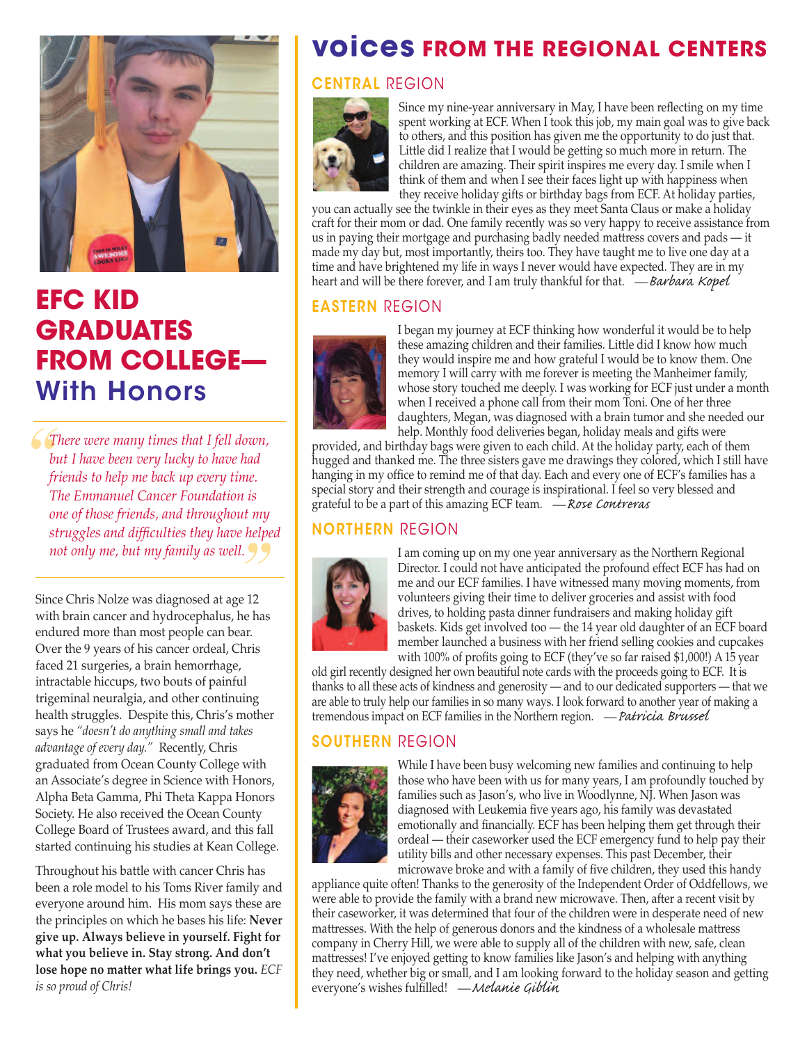# EFC KID GRADUATES FROM COLLEGE— With Honors

*"There were many times that I fell down, but I have been very lucky to have had friends to help me back up every time. The Emmanuel Cancer Foundation is one of those friends, and throughout my struggles and difficulties they have helped not only me, but my family as well."*

Since Chris Nolze was diagnosed at age 12 with brain cancer and hydrocephalus, he has endured more than most people can bear. Over the 9 years of his cancer ordeal, Chris faced 21 surgeries, a brain hemorrhage, intractable hiccups, two bouts of painful trigeminal neuralgia, and other continuing health struggles. Despite this, Chris's mother says he *"doesn't do anything small and takes advantage of every day."* Recently, Chris graduated from Ocean County College with an Associate's degree in Science with Honors, Alpha Beta Gamma, Phi Theta Kappa Honors Society. He also received the Ocean County College Board of Trustees award, and this fall started continuing his studies at Kean College.

Throughout his battle with cancer Chris has been a role model to his Toms River family and everyone around him. His mom says these are the principles on which he bases his life: **Never give up. Always believe in yourself. Fight for what you believe in. Stay strong. And don't lose hope no matter what life brings you.** *ECF is so proud of Chris!*

# voices FROM THE REGIONAL CENTERS

## CENTRAL REGION

Since my nine-year anniversary in May, I have been reflecting on my time spent working at ECF. When I took this job, my main goal was to give back to others, and this position has given me the opportunity to do just that. Little did I realize that I would be getting so much more in return. The children are amazing. Their spirit inspires me every day. I smile when I think of them and when I see their faces light up with happiness when they receive holiday gifts or birthday bags from ECF. At holiday parties, you can actually see the twinkle in their eyes as they meet Santa Claus or make a holiday craft for their mom or dad. One family recently was so very happy to receive assistance from us in paying their mortgage and purchasing badly needed mattress covers and pads — it made my day but, most importantly, theirs too. They have taught me to live one day at a time and have brightened my life in ways I never would have expected. They are in my heart and will be there forever, and I am truly thankful for that. —*Barbara Kopel*

## EASTERN REGION

I began my journey at ECF thinking how wonderful it would be to help these amazing children and their families. Little did I know how much they would inspire me and how grateful I would be to know them. One memory I will carry with me forever is meeting the Manheimer family, whose story touched me deeply. I was working for ECF just under a month when I received a phone call from their mom Toni. One of her three daughters, Megan, was diagnosed with a brain tumor and she needed our help. Monthly food deliveries began, holiday meals and gifts were provided, and birthday bags were given to each child. At the holiday party, each of them hugged and thanked me. The three sisters gave me drawings they colored, which I still have hanging in my office to remind me of that day. Each and every one of ECF's families has a special story and their strength and courage is inspirational. I feel so very blessed and grateful to be a part of this amazing ECF team. —*Rose Contreras*

## NORTHERN REGION

I am coming up on my one year anniversary as the Northern Regional Director. I could not have anticipated the profound effect ECF has had on me and our ECF families. I have witnessed many moving moments, from volunteers giving their time to deliver groceries and assist with food drives, to holding pasta dinner fundraisers and making holiday gift baskets. Kids get involved too — the 14 year old daughter of an ECF board member launched a business with her friend selling cookies and cupcakes with 100% of profits going to ECF (they've so far raised $1,000!) A 15 year old girl recently designed her own beautiful note cards with the proceeds going to ECF. It is thanks to all these acts of kindness and generosity — and to our dedicated supporters — that we are able to truly help our families in so many ways. I look forward to another year of making a tremendous impact on ECF families in the Northern region. —*Patricia Brussel*

## SOUTHERN REGION

While I have been busy welcoming new families and continuing to help those who have been with us for many years, I am profoundly touched by families such as Jason's, who live in Woodlynne, NJ. When Jason was diagnosed with Leukemia five years ago, his family was devastated emotionally and financially. ECF has been helping them get through their ordeal — their caseworker used the ECF emergency fund to help pay their utility bills and other necessary expenses. This past December, their microwave broke and with a family of five children, they used this handy appliance quite often! Thanks to the generosity of the Independent Order of Oddfellows, we were able to provide the family with a brand new microwave. Then, after a recent visit by their caseworker, it was determined that four of the children were in desperate need of new mattresses. With the help of generous donors and the kindness of a wholesale mattress company in Cherry Hill, we were able to supply all of the children with new, safe, clean mattresses! I've enjoyed getting to know families like Jason's and helping with anything they need, whether big or small, and I am looking forward to the holiday season and getting everyone's wishes fulfilled! —*Melanie Giblin*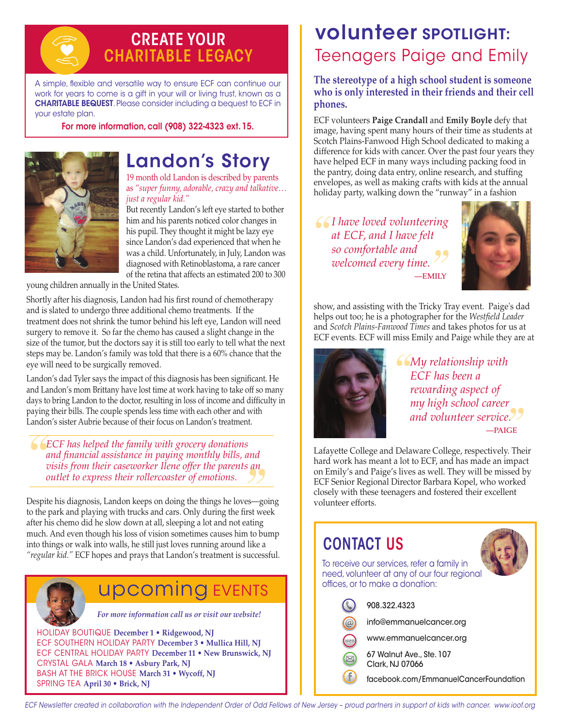## CREATE YOUR CHARITABLE LEGACY

A simple, flexible and versatile way to ensure ECF can continue our work for years to come is a gift in your will or living trust, known as a **CHARITABLE BEQUEST**. Please consider including a bequest to ECF in your estate plan.

**For more information, call (908) 322-4323 ext. 15.**

# Landon's Story

19 month old Landon is described by parents as *"super funny, adorable, crazy and talkative… just a regular kid."*

But recently Landon's left eye started to bother him and his parents noticed color changes in his pupil. They thought it might be lazy eye since Landon's dad experienced that when he was a child. Unfortunately, in July, Landon was diagnosed with Retinoblastoma, a rare cancer of the retina that affects an estimated 200 to 300 young children annually in the United States.

Shortly after his diagnosis, Landon had his first round of chemotherapy and is slated to undergo three additional chemo treatments. If the treatment does not shrink the tumor behind his left eye, Landon will need surgery to remove it. So far the chemo has caused a slight change in the size of the tumor, but the doctors say it is still too early to tell what the next steps may be. Landon's family was told that there is a 60% chance that the eye will need to be surgically removed.

Landon's dad Tyler says the impact of this diagnosis has been significant. He and Landon's mom Brittany have lost time at work having to take off so many days to bring Landon to the doctor, resulting in loss of income and difficulty in paying their bills. The couple spends less time with each other and with Landon's sister Aubrie because of their focus on Landon's treatment.

> *"ECF has helped the family with grocery donations and financial assistance in paying monthly bills, and visits from their caseworker Ilene offer the parents an outlet to express their rollercoaster of emotions."*

Despite his diagnosis, Landon keeps on doing the things he loves—going to the park and playing with trucks and cars. Only during the first week after his chemo did he slow down at all, sleeping a lot and not eating much. And even though his loss of vision sometimes causes him to bump into things or walk into walls, he still just loves running around like a *"regular kid."* ECF hopes and prays that Landon's treatment is successful.

## upcoming EVENTS

*For more information call us or visit our website!*

- HOLIDAY BOUTIQUE **December 1 • Ridgewood, NJ**
- ECF SOUTHERN HOLIDAY PARTY **December 3 • Mullica Hill, NJ**
- ECF CENTRAL HOLIDAY PARTY **December 11 • New Brunswick, NJ**
- CRYSTAL GALA **March 18 • Asbury Park, NJ**
- BASH AT THE BRICK HOUSE **March 31 • Wycoff, NJ**
- SPRING TEA **April 30 • Brick, NJ**

# volunteer SPOTLIGHT: Teenagers Paige and Emily

**The stereotype of a high school student is someone who is only interested in their friends and their cell phones.**

ECF volunteers **Paige Crandall** and **Emily Boyle** defy that image, having spent many hours of their time as students at Scotch Plains-Fanwood High School dedicated to making a difference for kids with cancer. Over the past four years they have helped ECF in many ways including packing food in the pantry, doing data entry, online research, and stuffing envelopes, as well as making crafts with kids at the annual holiday party, walking down the "runway" in a fashion show, and assisting with the Tricky Tray event. Paige's dad helps out too; he is a photographer for the *Westfield Leader* and *Scotch Plains-Fanwood Times* and takes photos for us at ECF events. ECF will miss Emily and Paige while they are at Lafayette College and Delaware College, respectively. Their hard work has meant a lot to ECF, and has made an impact on Emily's and Paige's lives as well. They will be missed by ECF Senior Regional Director Barbara Kopel, who worked closely with these teenagers and fostered their excellent volunteer efforts.

> *"I have loved volunteering at ECF, and I have felt so comfortable and welcomed every time."*
> —EMILY

> *"My relationship with ECF has been a rewarding aspect of my high school career and volunteer service."*
> —PAIGE

## CONTACT US

To receive our services, refer a family in need, volunteer at any of our four regional offices, or to make a donation:

- 908.322.4323
- info@emmanuelcancer.org
- www.emmanuelcancer.org
- 67 Walnut Ave., Ste. 107
  Clark, NJ 07066
- facebook.com/EmmanuelCancerFoundation

*ECF Newsletter created in collaboration with the Independent Order of Odd Fellows of New Jersey – proud partners in support of kids with cancer. www.ioof.org*